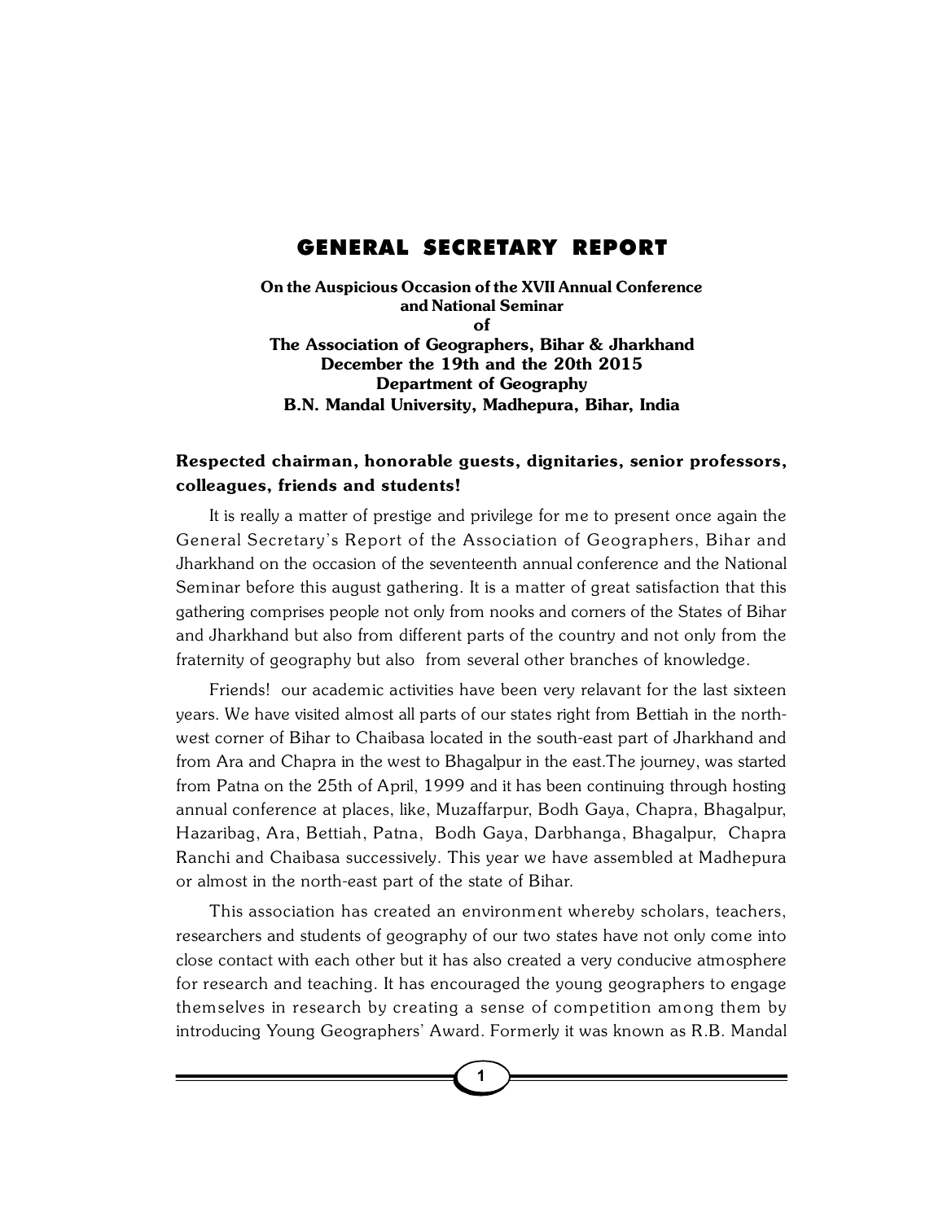# GENERAL SECRETARY REPORT

**On the Auspicious Occasion of the XVII Annual Conference and National Seminar of The Association of Geographers, Bihar & Jharkhand December the 19th and the 20th 2015 Department of Geography B.N. Mandal University, Madhepura, Bihar, India**

**Respected chairman, honorable guests, dignitaries, senior professors, colleagues, friends and students!**

It is really a matter of prestige and privilege for me to present once again the General Secretary's Report of the Association of Geographers, Bihar and Jharkhand on the occasion of the seventeenth annual conference and the National Seminar before this august gathering. It is a matter of great satisfaction that this gathering comprises people not only from nooks and corners of the States of Bihar and Jharkhand but also from different parts of the country and not only from the fraternity of geography but also from several other branches of knowledge.

Friends! our academic activities have been very relavant for the last sixteen years. We have visited almost all parts of our states right from Bettiah in the north-west corner of Bihar to Chaibasa located in the south-east part of Jharkhand and from Ara and Chapra in the west to Bhagalpur in the east.The journey, was started from Patna on the 25th of April, 1999 and it has been continuing through hosting annual conference at places, like, Muzaffarpur, Bodh Gaya, Chapra, Bhagalpur, Hazaribag, Ara, Bettiah, Patna, Bodh Gaya, Darbhanga, Bhagalpur, Chapra Ranchi and Chaibasa successively. This year we have assembled at Madhepura or almost in the north-east part of the state of Bihar.

This association has created an environment whereby scholars, teachers, researchers and students of geography of our two states have not only come into close contact with each other but it has also created a very conducive atmosphere for research and teaching. It has encouraged the young geographers to engage themselves in research by creating a sense of competition among them by introducing Young Geographers' Award. Formerly it was known as R.B. Mandal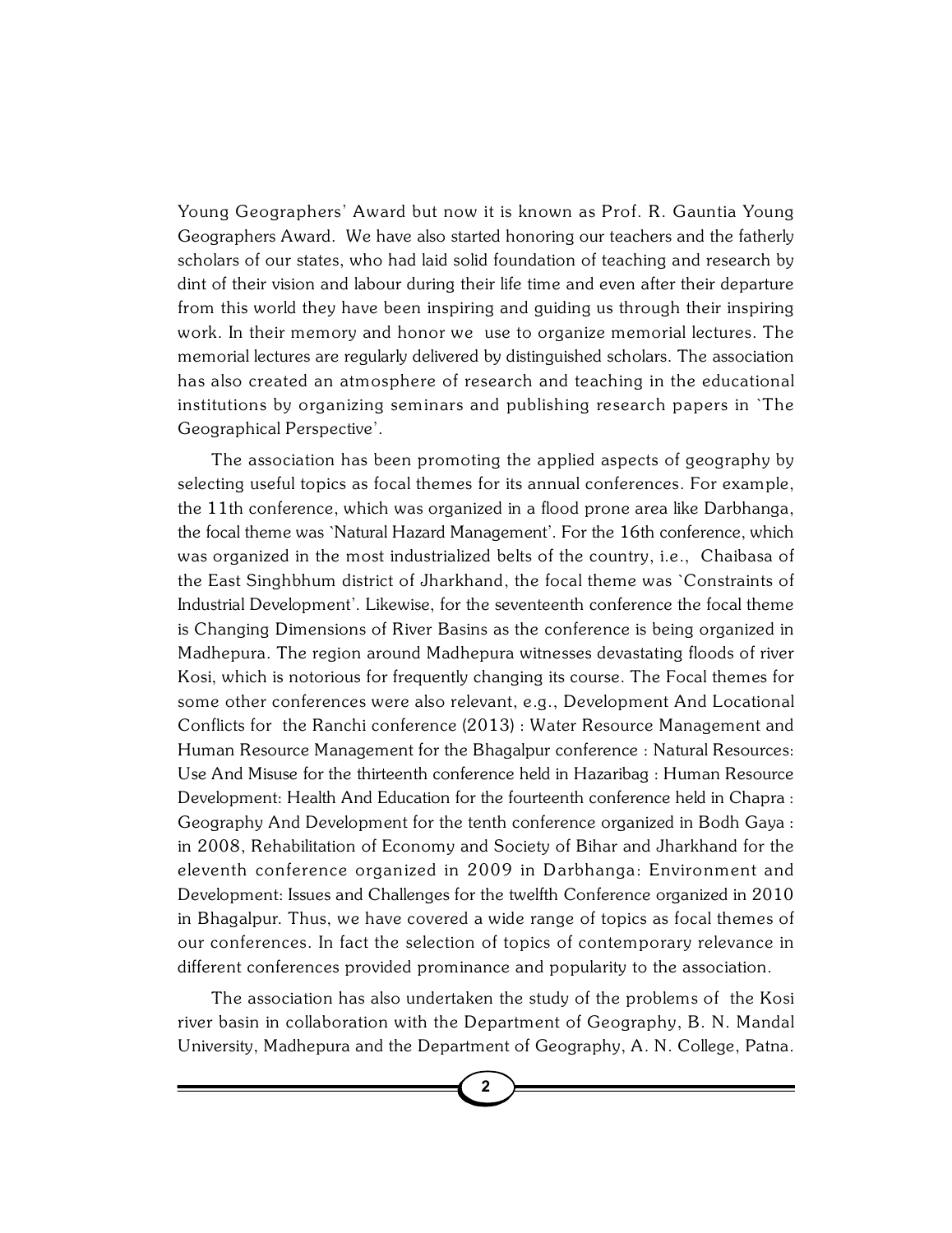Young Geographers' Award but now it is known as Prof. R. Gauntia Young Geographers Award. We have also started honoring our teachers and the fatherly scholars of our states, who had laid solid foundation of teaching and research by dint of their vision and labour during their life time and even after their departure from this world they have been inspiring and guiding us through their inspiring work. In their memory and honor we use to organize memorial lectures. The memorial lectures are regularly delivered by distinguished scholars. The association has also created an atmosphere of research and teaching in the educational institutions by organizing seminars and publishing research papers in `The Geographical Perspective'.

The association has been promoting the applied aspects of geography by selecting useful topics as focal themes for its annual conferences. For example, the 11th conference, which was organized in a flood prone area like Darbhanga, the focal theme was `Natural Hazard Management'. For the 16th conference, which was organized in the most industrialized belts of the country, i.e., Chaibasa of the East Singhbhum district of Jharkhand, the focal theme was `Constraints of Industrial Development'. Likewise, for the seventeenth conference the focal theme is Changing Dimensions of River Basins as the conference is being organized in Madhepura. The region around Madhepura witnesses devastating floods of river Kosi, which is notorious for frequently changing its course. The Focal themes for some other conferences were also relevant, e.g., Development And Locational Conflicts for the Ranchi conference (2013) : Water Resource Management and Human Resource Management for the Bhagalpur conference : Natural Resources: Use And Misuse for the thirteenth conference held in Hazaribag : Human Resource Development: Health And Education for the fourteenth conference held in Chapra : Geography And Development for the tenth conference organized in Bodh Gaya : in 2008, Rehabilitation of Economy and Society of Bihar and Jharkhand for the eleventh conference organized in 2009 in Darbhanga: Environment and Development: Issues and Challenges for the twelfth Conference organized in 2010 in Bhagalpur. Thus, we have covered a wide range of topics as focal themes of our conferences. In fact the selection of topics of contemporary relevance in different conferences provided prominance and popularity to the association.

The association has also undertaken the study of the problems of the Kosi river basin in collaboration with the Department of Geography, B. N. Mandal University, Madhepura and the Department of Geography, A. N. College, Patna.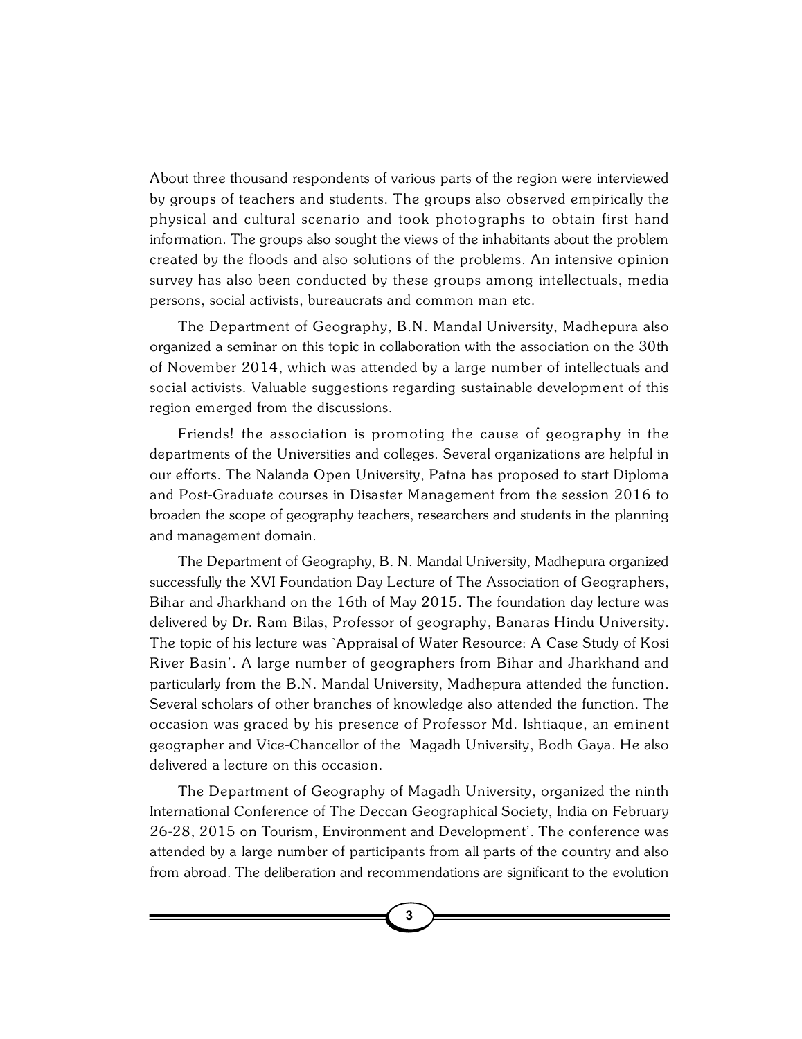About three thousand respondents of various parts of the region were interviewed by groups of teachers and students. The groups also observed empirically the physical and cultural scenario and took photographs to obtain first hand information. The groups also sought the views of the inhabitants about the problem created by the floods and also solutions of the problems. An intensive opinion survey has also been conducted by these groups among intellectuals, media persons, social activists, bureaucrats and common man etc.

The Department of Geography, B.N. Mandal University, Madhepura also organized a seminar on this topic in collaboration with the association on the 30th of November 2014, which was attended by a large number of intellectuals and social activists. Valuable suggestions regarding sustainable development of this region emerged from the discussions.

Friends! the association is promoting the cause of geography in the departments of the Universities and colleges. Several organizations are helpful in our efforts. The Nalanda Open University, Patna has proposed to start Diploma and Post-Graduate courses in Disaster Management from the session 2016 to broaden the scope of geography teachers, researchers and students in the planning and management domain.

The Department of Geography, B. N. Mandal University, Madhepura organized successfully the XVI Foundation Day Lecture of The Association of Geographers, Bihar and Jharkhand on the 16th of May 2015. The foundation day lecture was delivered by Dr. Ram Bilas, Professor of geography, Banaras Hindu University. The topic of his lecture was `Appraisal of Water Resource: A Case Study of Kosi River Basin'. A large number of geographers from Bihar and Jharkhand and particularly from the B.N. Mandal University, Madhepura attended the function. Several scholars of other branches of knowledge also attended the function. The occasion was graced by his presence of Professor Md. Ishtiaque, an eminent geographer and Vice-Chancellor of the Magadh University, Bodh Gaya. He also delivered a lecture on this occasion.

The Department of Geography of Magadh University, organized the ninth International Conference of The Deccan Geographical Society, India on February 26-28, 2015 on Tourism, Environment and Development'. The conference was attended by a large number of participants from all parts of the country and also from abroad. The deliberation and recommendations are significant to the evolution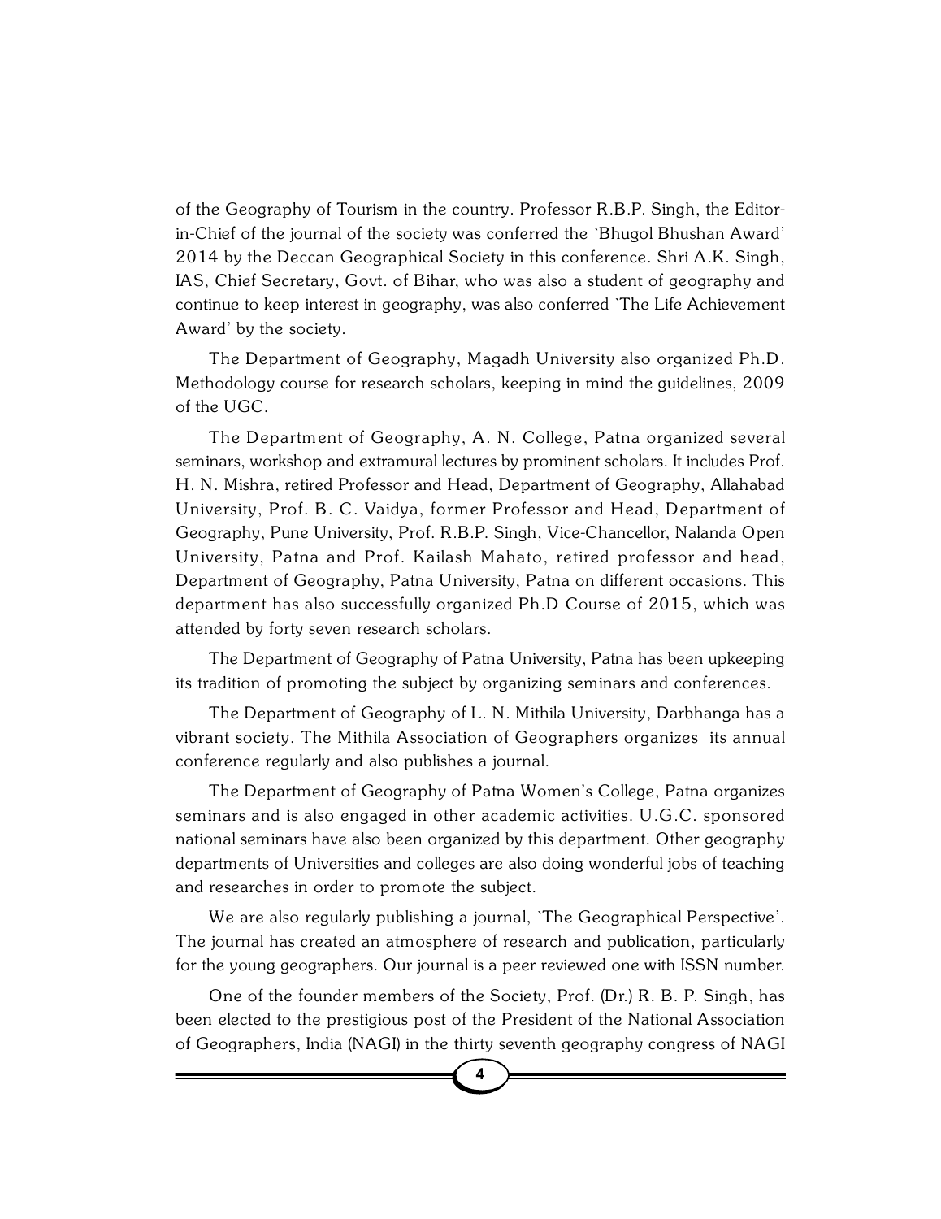of the Geography of Tourism in the country. Professor R.B.P. Singh, the Editor-in-Chief of the journal of the society was conferred the `Bhugol Bhushan Award' 2014 by the Deccan Geographical Society in this conference. Shri A.K. Singh, IAS, Chief Secretary, Govt. of Bihar, who was also a student of geography and continue to keep interest in geography, was also conferred `The Life Achievement Award' by the society.

The Department of Geography, Magadh University also organized Ph.D. Methodology course for research scholars, keeping in mind the guidelines, 2009 of the UGC.

The Department of Geography, A. N. College, Patna organized several seminars, workshop and extramural lectures by prominent scholars. It includes Prof. H. N. Mishra, retired Professor and Head, Department of Geography, Allahabad University, Prof. B. C. Vaidya, former Professor and Head, Department of Geography, Pune University, Prof. R.B.P. Singh, Vice-Chancellor, Nalanda Open University, Patna and Prof. Kailash Mahato, retired professor and head, Department of Geography, Patna University, Patna on different occasions. This department has also successfully organized Ph.D Course of 2015, which was attended by forty seven research scholars.

The Department of Geography of Patna University, Patna has been upkeeping its tradition of promoting the subject by organizing seminars and conferences.

The Department of Geography of L. N. Mithila University, Darbhanga has a vibrant society. The Mithila Association of Geographers organizes its annual conference regularly and also publishes a journal.

The Department of Geography of Patna Women's College, Patna organizes seminars and is also engaged in other academic activities. U.G.C. sponsored national seminars have also been organized by this department. Other geography departments of Universities and colleges are also doing wonderful jobs of teaching and researches in order to promote the subject.

We are also regularly publishing a journal, `The Geographical Perspective'. The journal has created an atmosphere of research and publication, particularly for the young geographers. Our journal is a peer reviewed one with ISSN number.

One of the founder members of the Society, Prof. (Dr.) R. B. P. Singh, has been elected to the prestigious post of the President of the National Association of Geographers, India (NAGI) in the thirty seventh geography congress of NAGI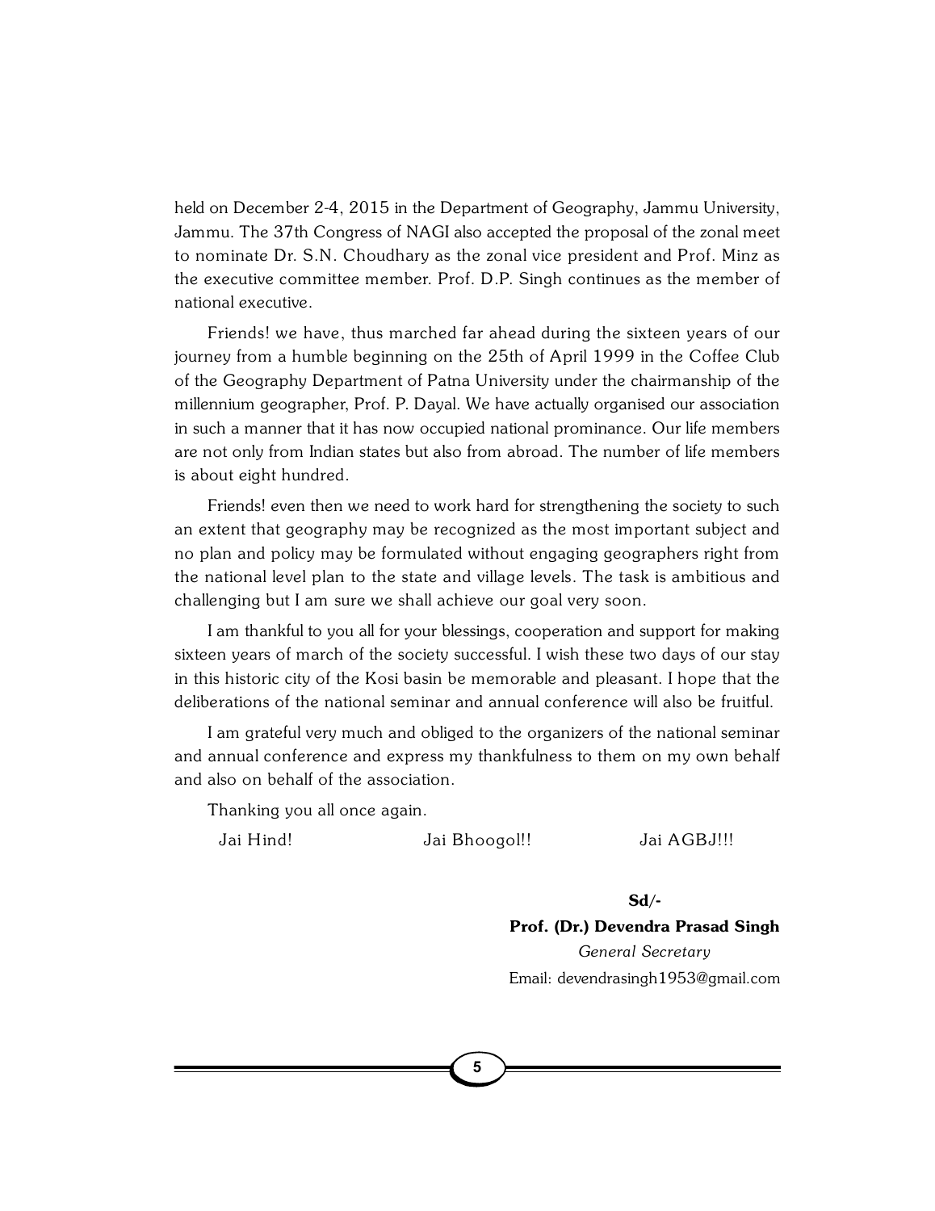held on December 2-4, 2015 in the Department of Geography, Jammu University, Jammu. The 37th Congress of NAGI also accepted the proposal of the zonal meet to nominate Dr. S.N. Choudhary as the zonal vice president and Prof. Minz as the executive committee member. Prof. D.P. Singh continues as the member of national executive.

Friends! we have, thus marched far ahead during the sixteen years of our journey from a humble beginning on the 25th of April 1999 in the Coffee Club of the Geography Department of Patna University under the chairmanship of the millennium geographer, Prof. P. Dayal. We have actually organised our association in such a manner that it has now occupied national prominance. Our life members are not only from Indian states but also from abroad. The number of life members is about eight hundred.

Friends! even then we need to work hard for strengthening the society to such an extent that geography may be recognized as the most important subject and no plan and policy may be formulated without engaging geographers right from the national level plan to the state and village levels. The task is ambitious and challenging but I am sure we shall achieve our goal very soon.

I am thankful to you all for your blessings, cooperation and support for making sixteen years of march of the society successful. I wish these two days of our stay in this historic city of the Kosi basin be memorable and pleasant. I hope that the deliberations of the national seminar and annual conference will also be fruitful.

I am grateful very much and obliged to the organizers of the national seminar and annual conference and express my thankfulness to them on my own behalf and also on behalf of the association.

Thanking you all once again.

Jai Hind!      Jai Bhoogol!!      Jai AGBJ!!!

**Sd/-**

**Prof. (Dr.) Devendra Prasad Singh**

*General Secretary*

Email: devendrasingh1953@gmail.com